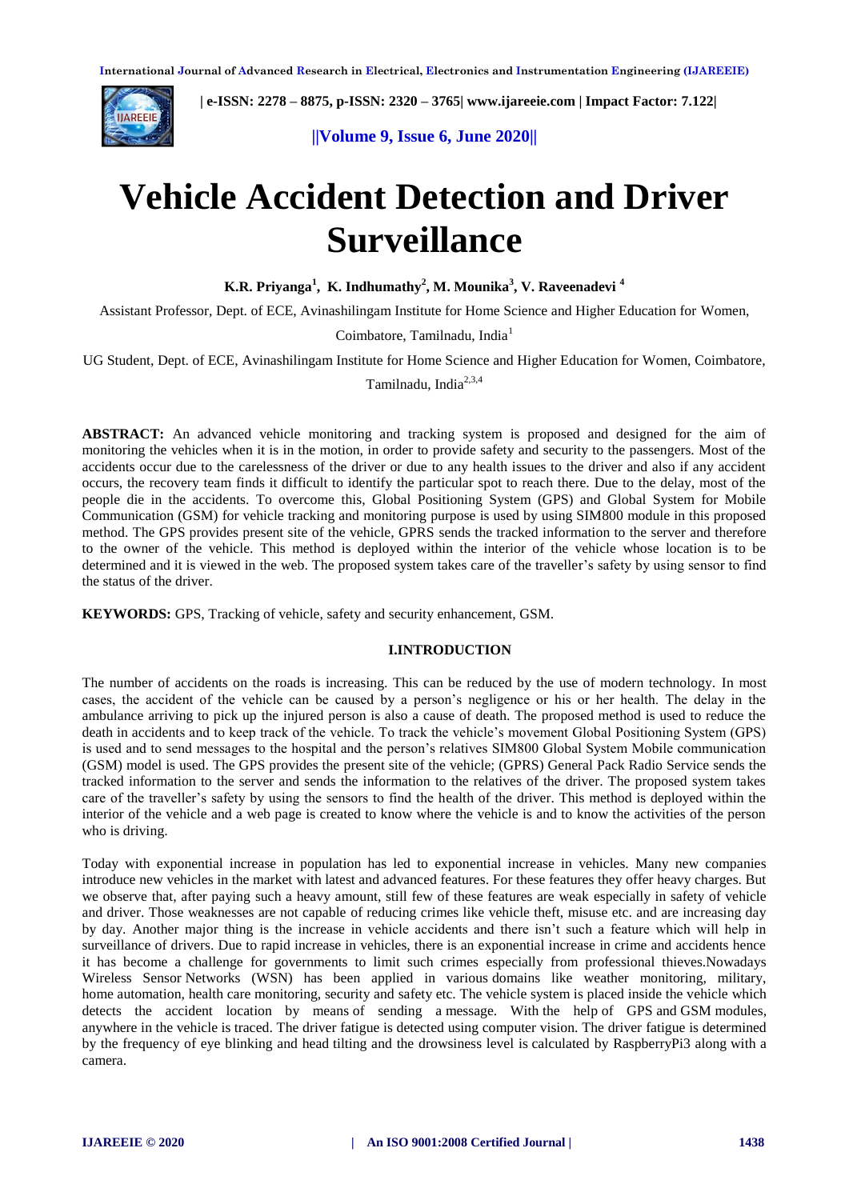# Vehicle Accident Detection and Driver Surveillance

**K.R. Priyanga[1], K. Indhumathy[2], M. Mounika[3], V. Raveenadevi [4]**

Assistant Professor, Dept. of ECE, Avinashilingam Institute for Home Science and Higher Education for Women, Coimbatore, Tamilnadu, India[1]

UG Student, Dept. of ECE, Avinashilingam Institute for Home Science and Higher Education for Women, Coimbatore, Tamilnadu, India[2,3,4]

**ABSTRACT:** An advanced vehicle monitoring and tracking system is proposed and designed for the aim of monitoring the vehicles when it is in the motion, in order to provide safety and security to the passengers. Most of the accidents occur due to the carelessness of the driver or due to any health issues to the driver and also if any accident occurs, the recovery team finds it difficult to identify the particular spot to reach there. Due to the delay, most of the people die in the accidents. To overcome this, Global Positioning System (GPS) and Global System for Mobile Communication (GSM) for vehicle tracking and monitoring purpose is used by using SIM800 module in this proposed method. The GPS provides present site of the vehicle, GPRS sends the tracked information to the server and therefore to the owner of the vehicle. This method is deployed within the interior of the vehicle whose location is to be determined and it is viewed in the web. The proposed system takes care of the traveller's safety by using sensor to find the status of the driver.

**KEYWORDS:** GPS, Tracking of vehicle, safety and security enhancement, GSM.

## I.INTRODUCTION

The number of accidents on the roads is increasing. This can be reduced by the use of modern technology. In most cases, the accident of the vehicle can be caused by a person's negligence or his or her health. The delay in the ambulance arriving to pick up the injured person is also a cause of death. The proposed method is used to reduce the death in accidents and to keep track of the vehicle. To track the vehicle's movement Global Positioning System (GPS) is used and to send messages to the hospital and the person's relatives SIM800 Global System Mobile communication (GSM) model is used. The GPS provides the present site of the vehicle; (GPRS) General Pack Radio Service sends the tracked information to the server and sends the information to the relatives of the driver. The proposed system takes care of the traveller's safety by using the sensors to find the health of the driver. This method is deployed within the interior of the vehicle and a web page is created to know where the vehicle is and to know the activities of the person who is driving.

Today with exponential increase in population has led to exponential increase in vehicles. Many new companies introduce new vehicles in the market with latest and advanced features. For these features they offer heavy charges. But we observe that, after paying such a heavy amount, still few of these features are weak especially in safety of vehicle and driver. Those weaknesses are not capable of reducing crimes like vehicle theft, misuse etc. and are increasing day by day. Another major thing is the increase in vehicle accidents and there isn't such a feature which will help in surveillance of drivers. Due to rapid increase in vehicles, there is an exponential increase in crime and accidents hence it has become a challenge for governments to limit such crimes especially from professional thieves.Nowadays Wireless Sensor Networks (WSN) has been applied in various domains like weather monitoring, military, home automation, health care monitoring, security and safety etc. The vehicle system is placed inside the vehicle which detects the accident location by means of sending a message. With the help of GPS and GSM modules, anywhere in the vehicle is traced. The driver fatigue is detected using computer vision. The driver fatigue is determined by the frequency of eye blinking and head tilting and the drowsiness level is calculated by RaspberryPi3 along with a camera.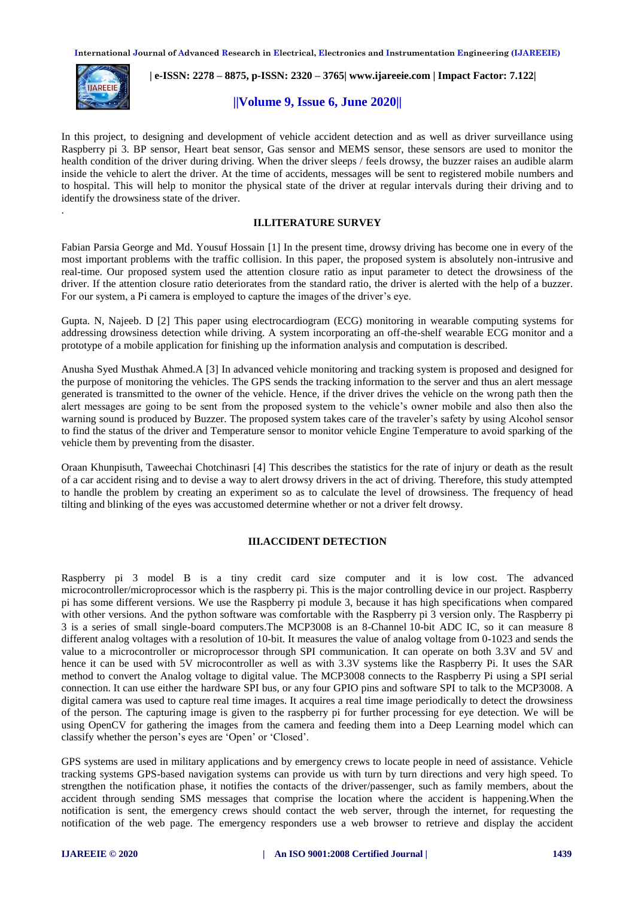In this project, to designing and development of vehicle accident detection and as well as driver surveillance using Raspberry pi 3. BP sensor, Heart beat sensor, Gas sensor and MEMS sensor, these sensors are used to monitor the health condition of the driver during driving. When the driver sleeps / feels drowsy, the buzzer raises an audible alarm inside the vehicle to alert the driver. At the time of accidents, messages will be sent to registered mobile numbers and to hospital. This will help to monitor the physical state of the driver at regular intervals during their driving and to identify the drowsiness state of the driver.

.

## II.LITERATURE SURVEY

Fabian Parsia George and Md. Yousuf Hossain [1] In the present time, drowsy driving has become one in every of the most important problems with the traffic collision. In this paper, the proposed system is absolutely non-intrusive and real-time. Our proposed system used the attention closure ratio as input parameter to detect the drowsiness of the driver. If the attention closure ratio deteriorates from the standard ratio, the driver is alerted with the help of a buzzer. For our system, a Pi camera is employed to capture the images of the driver's eye.

Gupta. N, Najeeb. D [2] This paper using electrocardiogram (ECG) monitoring in wearable computing systems for addressing drowsiness detection while driving. A system incorporating an off-the-shelf wearable ECG monitor and a prototype of a mobile application for finishing up the information analysis and computation is described.

Anusha Syed Musthak Ahmed.A [3] In advanced vehicle monitoring and tracking system is proposed and designed for the purpose of monitoring the vehicles. The GPS sends the tracking information to the server and thus an alert message generated is transmitted to the owner of the vehicle. Hence, if the driver drives the vehicle on the wrong path then the alert messages are going to be sent from the proposed system to the vehicle's owner mobile and also then also the warning sound is produced by Buzzer. The proposed system takes care of the traveler's safety by using Alcohol sensor to find the status of the driver and Temperature sensor to monitor vehicle Engine Temperature to avoid sparking of the vehicle them by preventing from the disaster.

Oraan Khunpisuth, Taweechai Chotchinasri [4] This describes the statistics for the rate of injury or death as the result of a car accident rising and to devise a way to alert drowsy drivers in the act of driving. Therefore, this study attempted to handle the problem by creating an experiment so as to calculate the level of drowsiness. The frequency of head tilting and blinking of the eyes was accustomed determine whether or not a driver felt drowsy.

## III.ACCIDENT DETECTION

Raspberry pi 3 model B is a tiny credit card size computer and it is low cost. The advanced microcontroller/microprocessor which is the raspberry pi. This is the major controlling device in our project. Raspberry pi has some different versions. We use the Raspberry pi module 3, because it has high specifications when compared with other versions. And the python software was comfortable with the Raspberry pi 3 version only. The Raspberry pi 3 is a series of small single-board computers.The MCP3008 is an 8-Channel 10-bit ADC IC, so it can measure 8 different analog voltages with a resolution of 10-bit. It measures the value of analog voltage from 0-1023 and sends the value to a microcontroller or microprocessor through SPI communication. It can operate on both 3.3V and 5V and hence it can be used with 5V microcontroller as well as with 3.3V systems like the Raspberry Pi. It uses the SAR method to convert the Analog voltage to digital value. The MCP3008 connects to the Raspberry Pi using a SPI serial connection. It can use either the hardware SPI bus, or any four GPIO pins and software SPI to talk to the MCP3008. A digital camera was used to capture real time images. It acquires a real time image periodically to detect the drowsiness of the person. The capturing image is given to the raspberry pi for further processing for eye detection. We will be using OpenCV for gathering the images from the camera and feeding them into a Deep Learning model which can classify whether the person's eyes are 'Open' or 'Closed'.

GPS systems are used in military applications and by emergency crews to locate people in need of assistance. Vehicle tracking systems GPS-based navigation systems can provide us with turn by turn directions and very high speed. To strengthen the notification phase, it notifies the contacts of the driver/passenger, such as family members, about the accident through sending SMS messages that comprise the location where the accident is happening.When the notification is sent, the emergency crews should contact the web server, through the internet, for requesting the notification of the web page. The emergency responders use a web browser to retrieve and display the accident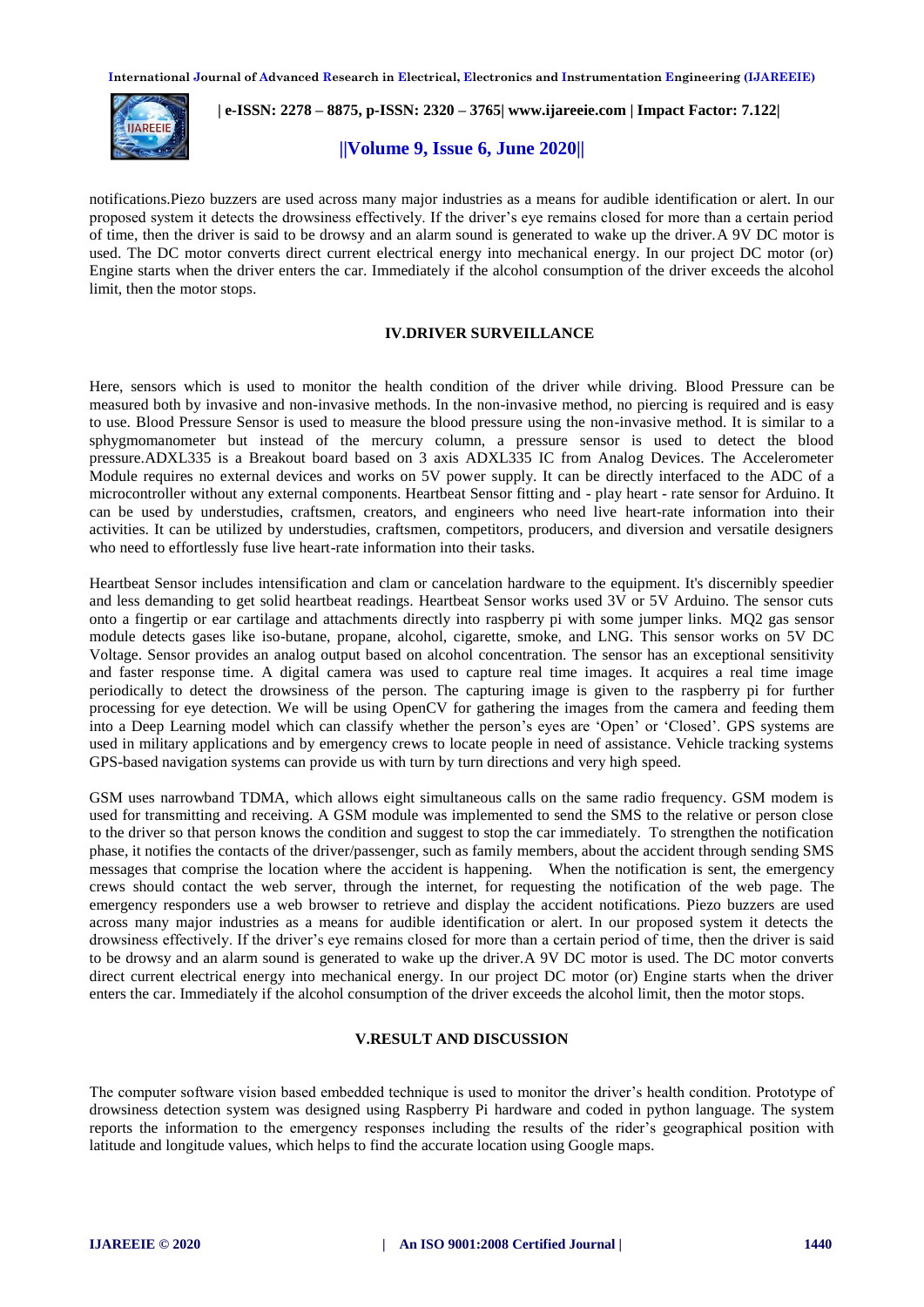notifications.Piezo buzzers are used across many major industries as a means for audible identification or alert. In our proposed system it detects the drowsiness effectively. If the driver's eye remains closed for more than a certain period of time, then the driver is said to be drowsy and an alarm sound is generated to wake up the driver. A 9V DC motor is used. The DC motor converts direct current electrical energy into mechanical energy. In our project DC motor (or) Engine starts when the driver enters the car. Immediately if the alcohol consumption of the driver exceeds the alcohol limit, then the motor stops.

## IV.DRIVER SURVEILLANCE

Here, sensors which is used to monitor the health condition of the driver while driving. Blood Pressure can be measured both by invasive and non-invasive methods. In the non-invasive method, no piercing is required and is easy to use. Blood Pressure Sensor is used to measure the blood pressure using the non-invasive method. It is similar to a sphygmomanometer but instead of the mercury column, a pressure sensor is used to detect the blood pressure.ADXL335 is a Breakout board based on 3 axis ADXL335 IC from Analog Devices. The Accelerometer Module requires no external devices and works on 5V power supply. It can be directly interfaced to the ADC of a microcontroller without any external components. Heartbeat Sensor fitting and - play heart - rate sensor for Arduino. It can be used by understudies, craftsmen, creators, and engineers who need live heart-rate information into their activities. It can be utilized by understudies, craftsmen, competitors, producers, and diversion and versatile designers who need to effortlessly fuse live heart-rate information into their tasks.

Heartbeat Sensor includes intensification and clam or cancelation hardware to the equipment. It's discernibly speedier and less demanding to get solid heartbeat readings. Heartbeat Sensor works used 3V or 5V Arduino. The sensor cuts onto a fingertip or ear cartilage and attachments directly into raspberry pi with some jumper links. MQ2 gas sensor module detects gases like iso-butane, propane, alcohol, cigarette, smoke, and LNG. This sensor works on 5V DC Voltage. Sensor provides an analog output based on alcohol concentration. The sensor has an exceptional sensitivity and faster response time. A digital camera was used to capture real time images. It acquires a real time image periodically to detect the drowsiness of the person. The capturing image is given to the raspberry pi for further processing for eye detection. We will be using OpenCV for gathering the images from the camera and feeding them into a Deep Learning model which can classify whether the person's eyes are 'Open' or 'Closed'. GPS systems are used in military applications and by emergency crews to locate people in need of assistance. Vehicle tracking systems GPS-based navigation systems can provide us with turn by turn directions and very high speed.

GSM uses narrowband TDMA, which allows eight simultaneous calls on the same radio frequency. GSM modem is used for transmitting and receiving. A GSM module was implemented to send the SMS to the relative or person close to the driver so that person knows the condition and suggest to stop the car immediately. To strengthen the notification phase, it notifies the contacts of the driver/passenger, such as family members, about the accident through sending SMS messages that comprise the location where the accident is happening. When the notification is sent, the emergency crews should contact the web server, through the internet, for requesting the notification of the web page. The emergency responders use a web browser to retrieve and display the accident notifications. Piezo buzzers are used across many major industries as a means for audible identification or alert. In our proposed system it detects the drowsiness effectively. If the driver's eye remains closed for more than a certain period of time, then the driver is said to be drowsy and an alarm sound is generated to wake up the driver.A 9V DC motor is used. The DC motor converts direct current electrical energy into mechanical energy. In our project DC motor (or) Engine starts when the driver enters the car. Immediately if the alcohol consumption of the driver exceeds the alcohol limit, then the motor stops.

## V.RESULT AND DISCUSSION

The computer software vision based embedded technique is used to monitor the driver's health condition. Prototype of drowsiness detection system was designed using Raspberry Pi hardware and coded in python language. The system reports the information to the emergency responses including the results of the rider's geographical position with latitude and longitude values, which helps to find the accurate location using Google maps.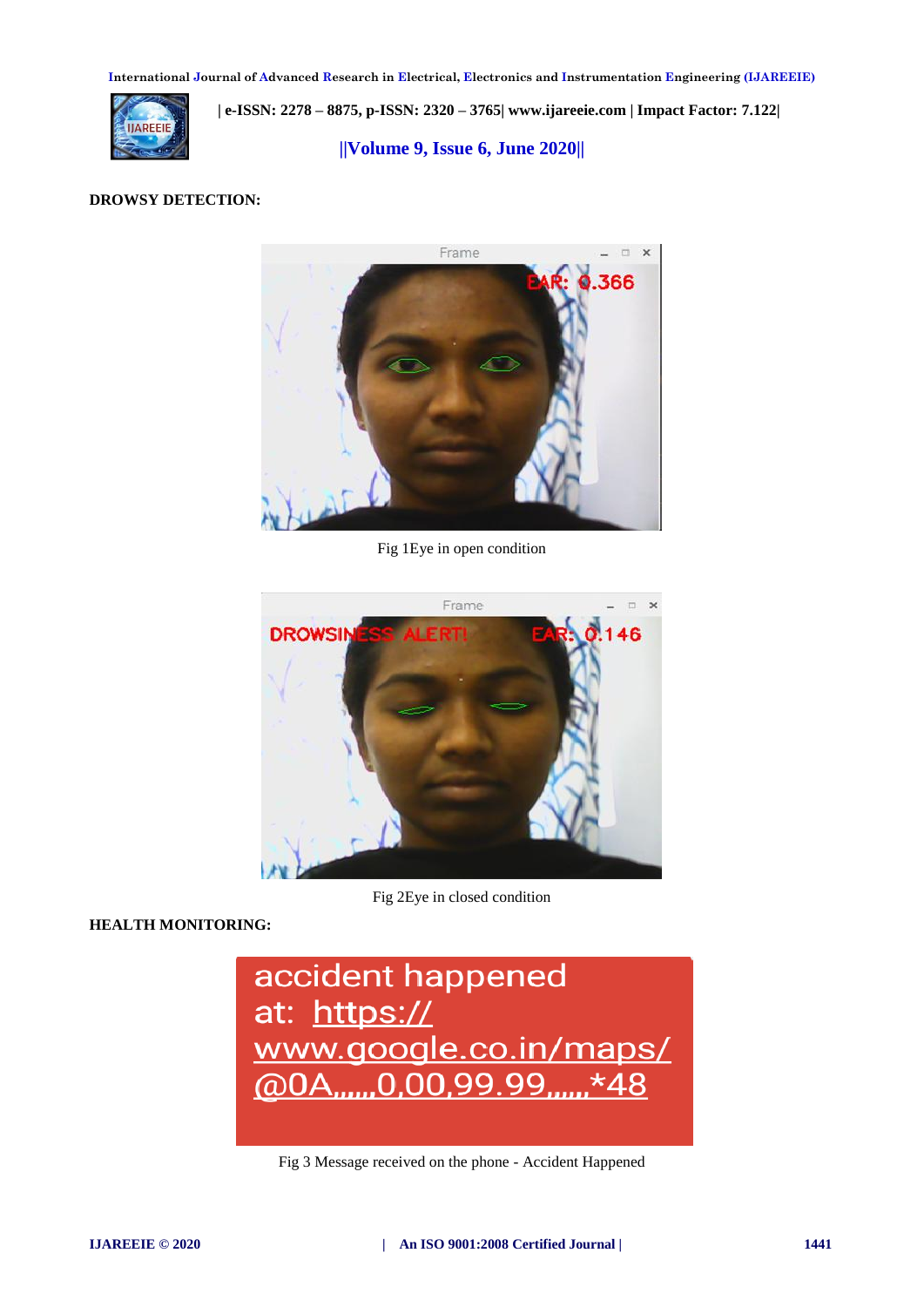**DROWSY DETECTION:**

Fig 1Eye in open condition

Fig 2Eye in closed condition

**HEALTH MONITORING:**

Fig 3 Message received on the phone - Accident Happened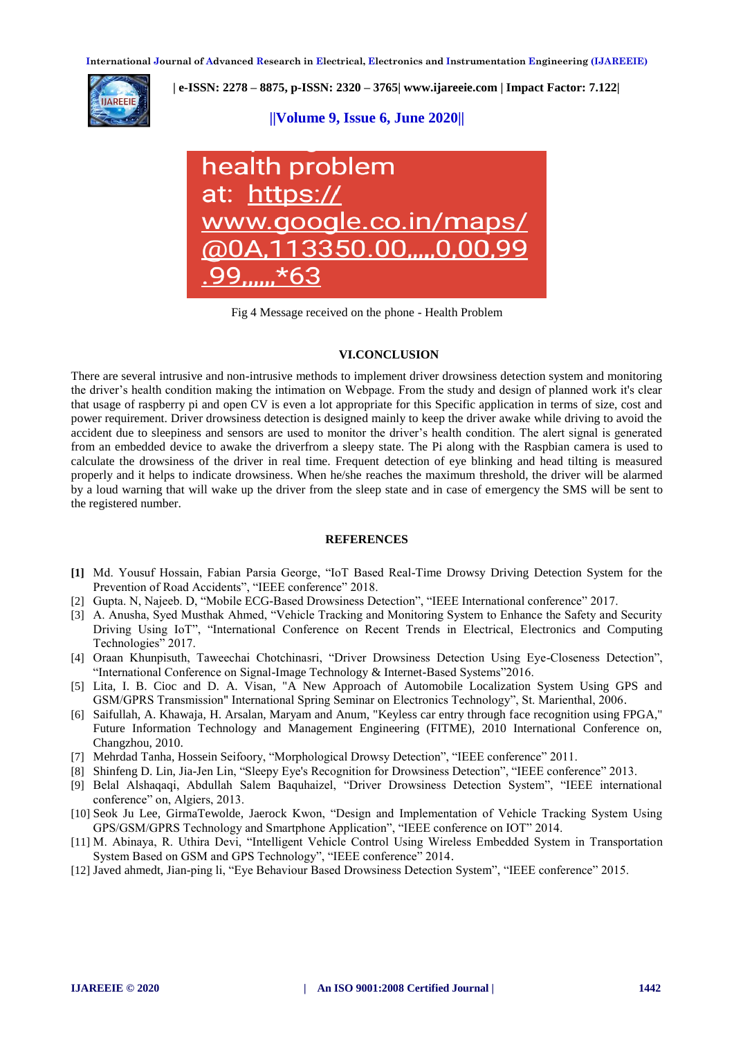health problem
at: https://www.google.co.in/maps/@0A,113350.00,,,,,0,00,99.99,,,,,,*63

Fig 4 Message received on the phone - Health Problem

## VI.CONCLUSION

There are several intrusive and non-intrusive methods to implement driver drowsiness detection system and monitoring the driver's health condition making the intimation on Webpage. From the study and design of planned work it's clear that usage of raspberry pi and open CV is even a lot appropriate for this Specific application in terms of size, cost and power requirement. Driver drowsiness detection is designed mainly to keep the driver awake while driving to avoid the accident due to sleepiness and sensors are used to monitor the driver's health condition. The alert signal is generated from an embedded device to awake the driverfrom a sleepy state. The Pi along with the Raspbian camera is used to calculate the drowsiness of the driver in real time. Frequent detection of eye blinking and head tilting is measured properly and it helps to indicate drowsiness. When he/she reaches the maximum threshold, the driver will be alarmed by a loud warning that will wake up the driver from the sleep state and in case of emergency the SMS will be sent to the registered number.

## REFERENCES

**[1]** Md. Yousuf Hossain, Fabian Parsia George, "IoT Based Real-Time Drowsy Driving Detection System for the Prevention of Road Accidents", "IEEE conference" 2018.

[2] Gupta. N, Najeeb. D, "Mobile ECG-Based Drowsiness Detection", "IEEE International conference" 2017.

[3] A. Anusha, Syed Musthak Ahmed, "Vehicle Tracking and Monitoring System to Enhance the Safety and Security Driving Using IoT", "International Conference on Recent Trends in Electrical, Electronics and Computing Technologies" 2017.

[4] Oraan Khunpisuth, Taweechai Chotchinasri, "Driver Drowsiness Detection Using Eye-Closeness Detection", "International Conference on Signal-Image Technology & Internet-Based Systems"2016.

[5] Lita, I. B. Cioc and D. A. Visan, "A New Approach of Automobile Localization System Using GPS and GSM/GPRS Transmission" International Spring Seminar on Electronics Technology", St. Marienthal, 2006.

[6] Saifullah, A. Khawaja, H. Arsalan, Maryam and Anum, "Keyless car entry through face recognition using FPGA," Future Information Technology and Management Engineering (FITME), 2010 International Conference on, Changzhou, 2010.

[7] Mehrdad Tanha, Hossein Seifoory, "Morphological Drowsy Detection", "IEEE conference" 2011.

[8] Shinfeng D. Lin, Jia-Jen Lin, "Sleepy Eye's Recognition for Drowsiness Detection", "IEEE conference" 2013.

[9] Belal Alshaqaqi, Abdullah Salem Baquhaizel, "Driver Drowsiness Detection System", "IEEE international conference" on, Algiers, 2013.

[10] Seok Ju Lee, GirmaTewolde, Jaerock Kwon, "Design and Implementation of Vehicle Tracking System Using GPS/GSM/GPRS Technology and Smartphone Application", "IEEE conference on IOT" 2014.

[11] M. Abinaya, R. Uthira Devi, "Intelligent Vehicle Control Using Wireless Embedded System in Transportation System Based on GSM and GPS Technology", "IEEE conference" 2014.

[12] Javed ahmedt, Jian-ping li, "Eye Behaviour Based Drowsiness Detection System", "IEEE conference" 2015.